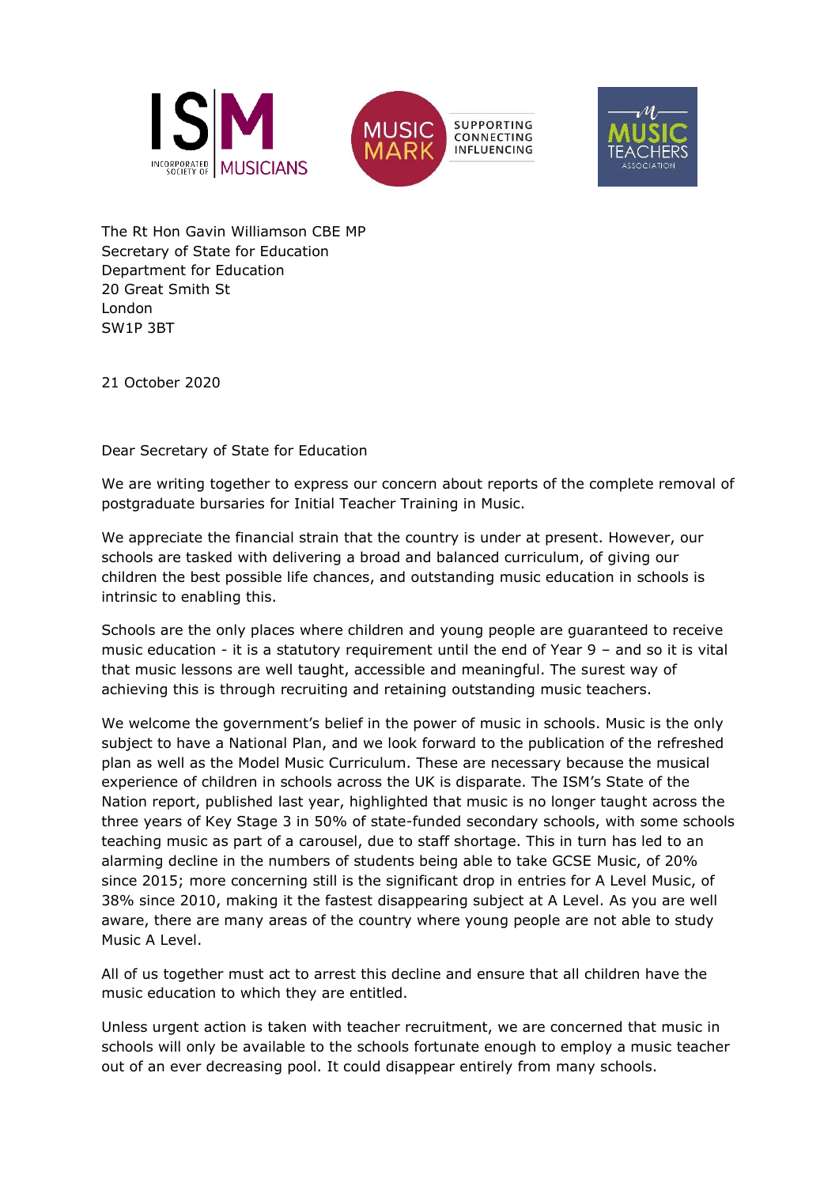The Rt Hon Gavin Williamson CBE MP
Secretary of State for Education
Department for Education
20 Great Smith St
London
SW1P 3BT

21 October 2020

Dear Secretary of State for Education

We are writing together to express our concern about reports of the complete removal of postgraduate bursaries for Initial Teacher Training in Music.

We appreciate the financial strain that the country is under at present. However, our schools are tasked with delivering a broad and balanced curriculum, of giving our children the best possible life chances, and outstanding music education in schools is intrinsic to enabling this.

Schools are the only places where children and young people are guaranteed to receive music education - it is a statutory requirement until the end of Year 9 – and so it is vital that music lessons are well taught, accessible and meaningful. The surest way of achieving this is through recruiting and retaining outstanding music teachers.

We welcome the government's belief in the power of music in schools. Music is the only subject to have a National Plan, and we look forward to the publication of the refreshed plan as well as the Model Music Curriculum. These are necessary because the musical experience of children in schools across the UK is disparate. The ISM's State of the Nation report, published last year, highlighted that music is no longer taught across the three years of Key Stage 3 in 50% of state-funded secondary schools, with some schools teaching music as part of a carousel, due to staff shortage. This in turn has led to an alarming decline in the numbers of students being able to take GCSE Music, of 20% since 2015; more concerning still is the significant drop in entries for A Level Music, of 38% since 2010, making it the fastest disappearing subject at A Level. As you are well aware, there are many areas of the country where young people are not able to study Music A Level.

All of us together must act to arrest this decline and ensure that all children have the music education to which they are entitled.

Unless urgent action is taken with teacher recruitment, we are concerned that music in schools will only be available to the schools fortunate enough to employ a music teacher out of an ever decreasing pool. It could disappear entirely from many schools.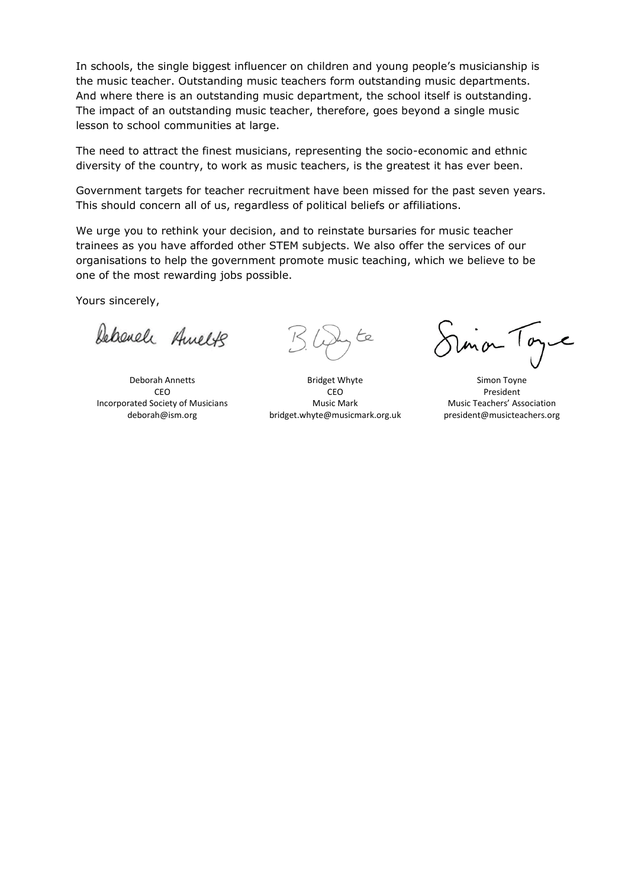In schools, the single biggest influencer on children and young people's musicianship is the music teacher. Outstanding music teachers form outstanding music departments. And where there is an outstanding music department, the school itself is outstanding. The impact of an outstanding music teacher, therefore, goes beyond a single music lesson to school communities at large.

The need to attract the finest musicians, representing the socio-economic and ethnic diversity of the country, to work as music teachers, is the greatest it has ever been.

Government targets for teacher recruitment have been missed for the past seven years. This should concern all of us, regardless of political beliefs or affiliations.

We urge you to rethink your decision, and to reinstate bursaries for music teacher trainees as you have afforded other STEM subjects. We also offer the services of our organisations to help the government promote music teaching, which we believe to be one of the most rewarding jobs possible.

Yours sincerely,

| | | |
|---|---|---|
| Deborah Annetts | Bridget Whyte | Simon Toyne |
| CEO | CEO | President |
| Incorporated Society of Musicians | Music Mark | Music Teachers' Association |
| deborah@ism.org | bridget.whyte@musicmark.org.uk | president@musicteachers.org |